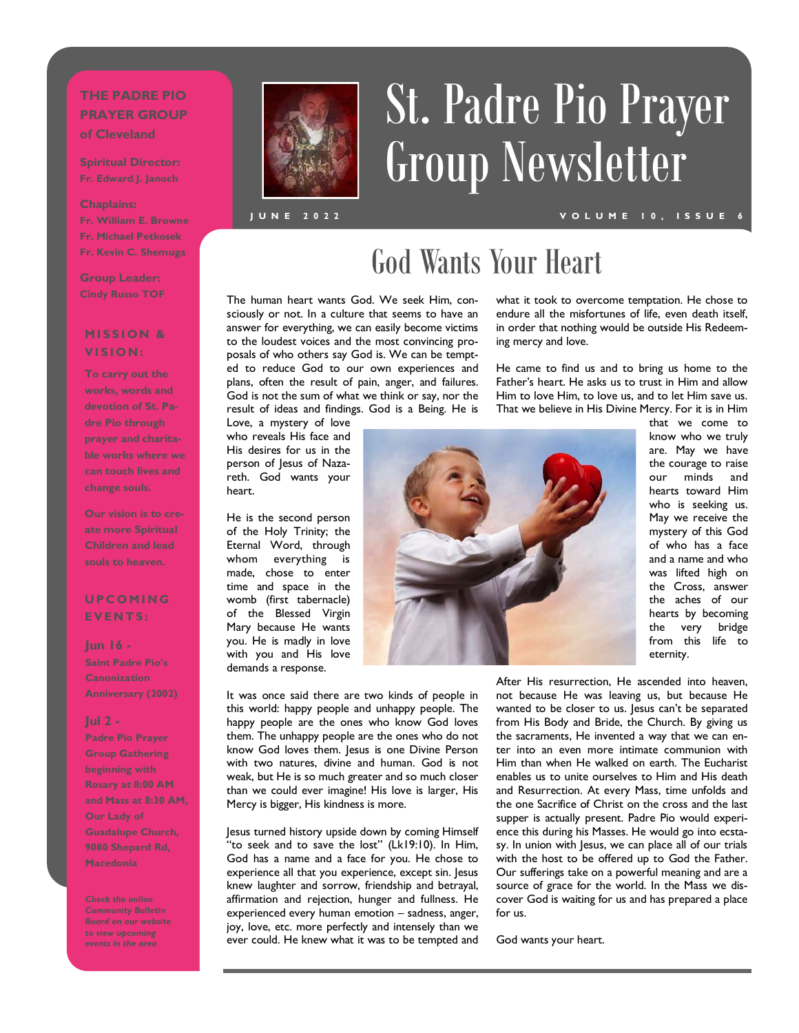# St. Padre Pio Prayer Group Newsletter

JUNE 2022 — VOLUME 10, ISSUE 6

**THE PADRE PIO PRAYER GROUP of Cleveland**

**Spiritual Director:**
Fr. Edward J. Janoch

**Chaplains:**
Fr. William E. Browne
Fr. Michael Petkosek
Fr. Kevin C. Shemuga

**Group Leader:**
Cindy Russo TOF

### MISSION & VISION:

To carry out the works, words and devotion of St. Padre Pio through prayer and charitable works where we can touch lives and change souls.

Our vision is to create more Spiritual Children and lead souls to heaven.

### UPCOMING EVENTS:

**Jun 16 -**
Saint Padre Pio's Canonization Anniversary (2002)

**Jul 2 -**
Padre Pio Prayer Group Gathering beginning with Rosary at 8:00 AM and Mass at 8:30 AM, Our Lady of Guadalupe Church, 9080 Shepard Rd, Macedonia

*Check the online Community Bulletin Board on our website to view upcoming events in the area*

## God Wants Your Heart

The human heart wants God. We seek Him, consciously or not. In a culture that seems to have an answer for everything, we can easily become victims to the loudest voices and the most convincing proposals of who others say God is. We can be tempted to reduce God to our own experiences and plans, often the result of pain, anger, and failures. God is not the sum of what we think or say, nor the result of ideas and findings. God is a Being. He is Love, a mystery of love who reveals His face and His desires for us in the person of Jesus of Nazareth. God wants your heart.

He is the second person of the Holy Trinity; the Eternal Word, through whom everything is made, chose to enter time and space in the womb (first tabernacle) of the Blessed Virgin Mary because He wants you. He is madly in love with you and His love demands a response.

It was once said there are two kinds of people in this world: happy people and unhappy people. The happy people are the ones who know God loves them. The unhappy people are the ones who do not know God loves them. Jesus is one Divine Person with two natures, divine and human. God is not weak, but He is so much greater and so much closer than we could ever imagine! His love is larger, His Mercy is bigger, His kindness is more.

Jesus turned history upside down by coming Himself "to seek and to save the lost" (Lk19:10). In Him, God has a name and a face for you. He chose to experience all that you experience, except sin. Jesus knew laughter and sorrow, friendship and betrayal, affirmation and rejection, hunger and fullness. He experienced every human emotion – sadness, anger, joy, love, etc. more perfectly and intensely than we ever could. He knew what it was to be tempted and what it took to overcome temptation. He chose to endure all the misfortunes of life, even death itself, in order that nothing would be outside His Redeeming mercy and love.

He came to find us and to bring us home to the Father's heart. He asks us to trust in Him and allow Him to love Him, to love us, and to let Him save us. That we believe in His Divine Mercy. For it is in Him that we come to know who we truly are. May we have the courage to raise our minds and hearts toward Him who is seeking us. May we receive the mystery of this God of who has a face and a name and who was lifted high on the Cross, answer the aches of our hearts by becoming the very bridge from this life to eternity.

After His resurrection, He ascended into heaven, not because He was leaving us, but because He wanted to be closer to us. Jesus can't be separated from His Body and Bride, the Church. By giving us the sacraments, He invented a way that we can enter into an even more intimate communion with Him than when He walked on earth. The Eucharist enables us to unite ourselves to Him and His death and Resurrection. At every Mass, time unfolds and the one Sacrifice of Christ on the cross and the last supper is actually present. Padre Pio would experience this during his Masses. He would go into ecstasy. In union with Jesus, we can place all of our trials with the host to be offered up to God the Father. Our sufferings take on a powerful meaning and are a source of grace for the world. In the Mass we discover God is waiting for us and has prepared a place for us.

God wants your heart.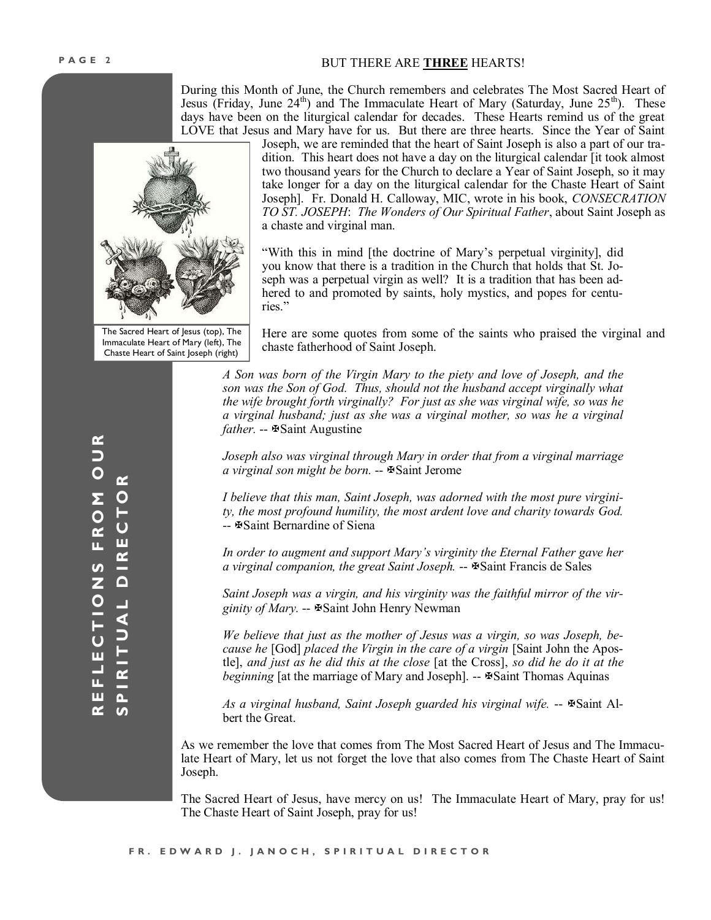# BUT THERE ARE **THREE** HEARTS!

During this Month of June, the Church remembers and celebrates The Most Sacred Heart of Jesus (Friday, June 24th) and The Immaculate Heart of Mary (Saturday, June 25th). These days have been on the liturgical calendar for decades. These Hearts remind us of the great LOVE that Jesus and Mary have for us. But there are three hearts. Since the Year of Saint Joseph, we are reminded that the heart of Saint Joseph is also a part of our tradition. This heart does not have a day on the liturgical calendar [it took almost two thousand years for the Church to declare a Year of Saint Joseph, so it may take longer for a day on the liturgical calendar for the Chaste Heart of Saint Joseph]. Fr. Donald H. Calloway, MIC, wrote in his book, *CONSECRATION TO ST. JOSEPH*: *The Wonders of Our Spiritual Father*, about Saint Joseph as a chaste and virginal man.

The Sacred Heart of Jesus (top), The Immaculate Heart of Mary (left), The Chaste Heart of Saint Joseph (right)

"With this in mind [the doctrine of Mary's perpetual virginity], did you know that there is a tradition in the Church that holds that St. Joseph was a perpetual virgin as well? It is a tradition that has been adhered to and promoted by saints, holy mystics, and popes for centuries."

Here are some quotes from some of the saints who praised the virginal and chaste fatherhood of Saint Joseph.

> *A Son was born of the Virgin Mary to the piety and love of Joseph, and the son was the Son of God. Thus, should not the husband accept virginally what the wife brought forth virginally? For just as she was virginal wife, so was he a virginal husband; just as she was a virginal mother, so was he a virginal father.* -- ✠Saint Augustine

> *Joseph also was virginal through Mary in order that from a virginal marriage a virginal son might be born.* -- ✠Saint Jerome

> *I believe that this man, Saint Joseph, was adorned with the most pure virginity, the most profound humility, the most ardent love and charity towards God.* -- ✠Saint Bernardine of Siena

> *In order to augment and support Mary's virginity the Eternal Father gave her a virginal companion, the great Saint Joseph.* -- ✠Saint Francis de Sales

> *Saint Joseph was a virgin, and his virginity was the faithful mirror of the virginity of Mary.* -- ✠Saint John Henry Newman

> *We believe that just as the mother of Jesus was a virgin, so was Joseph, because he* [God] *placed the Virgin in the care of a virgin* [Saint John the Apostle], *and just as he did this at the close* [at the Cross], *so did he do it at the beginning* [at the marriage of Mary and Joseph]. -- ✠Saint Thomas Aquinas

> *As a virginal husband, Saint Joseph guarded his virginal wife.* -- ✠Saint Albert the Great.

As we remember the love that comes from The Most Sacred Heart of Jesus and The Immaculate Heart of Mary, let us not forget the love that also comes from The Chaste Heart of Saint Joseph.

The Sacred Heart of Jesus, have mercy on us! The Immaculate Heart of Mary, pray for us! The Chaste Heart of Saint Joseph, pray for us!

**REFLECTIONS FROM OUR SPIRITUAL DIRECTOR**

FR. EDWARD J. JANOCH, SPIRITUAL DIRECTOR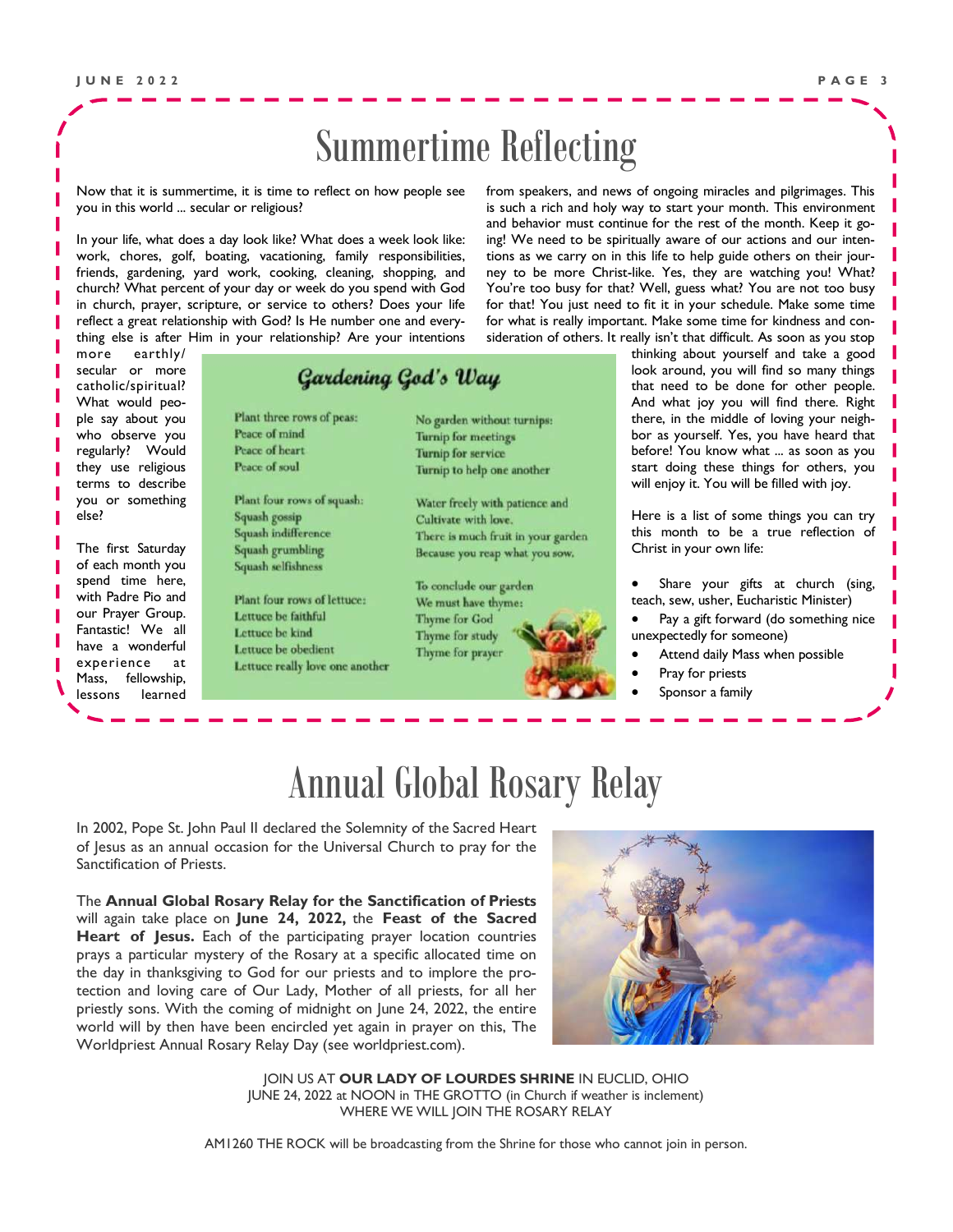# Summertime Reflecting

Now that it is summertime, it is time to reflect on how people see you in this world ... secular or religious?

In your life, what does a day look like? What does a week look like: work, chores, golf, boating, vacationing, family responsibilities, friends, gardening, yard work, cooking, cleaning, shopping, and church? What percent of your day or week do you spend with God in church, prayer, scripture, or service to others? Does your life reflect a great relationship with God? Is He number one and everything else is after Him in your relationship? Are your intentions more earthly/secular or more catholic/spiritual? What would people say about you who observe you regularly? Would they use religious terms to describe you or something else?

The first Saturday of each month you spend time here, with Padre Pio and our Prayer Group. Fantastic! We all have a wonderful experience at Mass, fellowship, lessons learned from speakers, and news of ongoing miracles and pilgrimages. This is such a rich and holy way to start your month. This environment and behavior must continue for the rest of the month. Keep it going! We need to be spiritually aware of our actions and our intentions as we carry on in this life to help guide others on their journey to be more Christ-like. Yes, they are watching you! What? You're too busy for that? Well, guess what? You are not too busy for that! You just need to fit it in your schedule. Make some time for what is really important. Make some time for kindness and consideration of others. It really isn't that difficult. As soon as you stop thinking about yourself and take a good look around, you will find so many things that need to be done for other people. And what joy you will find there. Right there, in the middle of loving your neighbor as yourself. Yes, you have heard that before! You know what ... as soon as you start doing these things for others, you will enjoy it. You will be filled with joy.

## Gardening God's Way

Plant three rows of peas:
Peace of mind
Peace of heart
Peace of soul

Plant four rows of squash:
Squash gossip
Squash indifference
Squash grumbling
Squash selfishness

Plant four rows of lettuce:
Lettuce be faithful
Lettuce be kind
Lettuce be obedient
Lettuce really love one another

No garden without turnips:
Turnip for meetings
Turnip for service
Turnip to help one another

Water freely with patience and
Cultivate with love.
There is much fruit in your garden
Because you reap what you sow.

To conclude our garden
We must have thyme:
Thyme for God
Thyme for study
Thyme for prayer

Here is a list of some things you can try this month to be a true reflection of Christ in your own life:

- Share your gifts at church (sing, teach, sew, usher, Eucharistic Minister)
- Pay a gift forward (do something nice unexpectedly for someone)
- Attend daily Mass when possible
- Pray for priests
- Sponsor a family

# Annual Global Rosary Relay

In 2002, Pope St. John Paul II declared the Solemnity of the Sacred Heart of Jesus as an annual occasion for the Universal Church to pray for the Sanctification of Priests.

The **Annual Global Rosary Relay for the Sanctification of Priests** will again take place on **June 24, 2022,** the **Feast of the Sacred Heart of Jesus.** Each of the participating prayer location countries prays a particular mystery of the Rosary at a specific allocated time on the day in thanksgiving to God for our priests and to implore the protection and loving care of Our Lady, Mother of all priests, for all her priestly sons. With the coming of midnight on June 24, 2022, the entire world will by then have been encircled yet again in prayer on this, The Worldpriest Annual Rosary Relay Day (see worldpriest.com).

JOIN US AT **OUR LADY OF LOURDES SHRINE** IN EUCLID, OHIO
JUNE 24, 2022 at NOON in THE GROTTO (in Church if weather is inclement)
WHERE WE WILL JOIN THE ROSARY RELAY

AM1260 THE ROCK will be broadcasting from the Shrine for those who cannot join in person.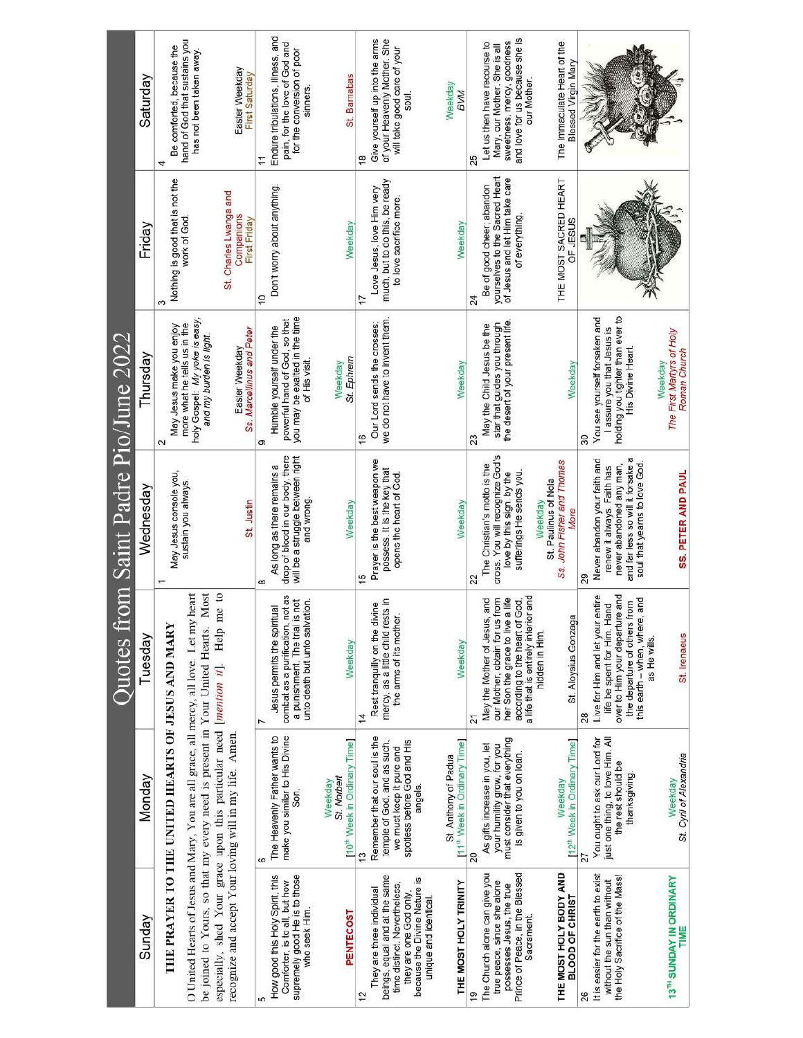# Quotes from Saint Padre Pio/June 2022

| Sunday | Monday | Tuesday | Wednesday | Thursday | Friday | Saturday |
|---|---|---|---|---|---|---|
| **THE PRAYER TO THE UNITED HEARTS OF JESUS AND MARY** O United Hearts of Jesus and Mary, You are all grace, all mercy, all love. Let my heart be joined to Yours, so that my every need is present in Your United Hearts. Most especially, shed Your grace upon this particular need [*mention it*]. Help me to recognize and accept Your loving will in my life. Amen. | | | 1 May Jesus console you, sustain you always. | 2 May Jesus make you enjoy more what he tells us in the holy Gospel: *My yoke is easy, and my burden is light.* Easter Weekday *Ss. Marcellinus and Peter* | 3 Nothing is good that is not the work of God. St. Charles Lwanga and Companions First Friday | 4 Be comforted, because the hand of God that sustains you has not been taken away. Easter Weekday First Saturday |
| 5 How good this Holy Spirit, this Comforter, is to all, but how supremely good He is to those who seek Him. **PENTECOST** | 6 The Heavenly Father wants to make you similar to His Divine Son. Weekday *St. Norbert* [10th Week in Ordinary Time] | 7 Jesus permits the spiritual combat as a purification, not as a punishment. The trial is not unto death but unto salvation. Weekday | 8 As long as there remains a drop of blood in our body, there will be a struggle between right and wrong. St. Justin | 9 Humble yourself under the powerful hand of God, so that you may be exalted in the time of His visit. Weekday *St. Ephrem* | 10 Don't worry about anything. Weekday | 11 Endure tribulations, illness, and pain, for the love of God and for the conversion of poor sinners. St. Barnabas |
| 12 They are three individual beings, equal and at the same time distinct. Nevertheless, they are one God only, because the Divine Nature is unique and identical. **THE MOST HOLY TRINITY** | 13 Remember that our soul is the temple of God, and as such, we must keep it pure and spotless before God and His angels. St. Anthony of Padua [11th Week in Ordinary Time] | 14 Rest tranquilly on the divine mercy, as a little child rests in the arms of its mother. Weekday | 15 Prayer is the best weapon we possess. It is the key that opens the heart of God. Weekday | 16 Our Lord sends the crosses; we do not have to invent them. Weekday | 17 Love Jesus, love Him very much, but to do this, be ready to love sacrifice more. Weekday | 18 Give yourself up into the arms of your Heavenly Mother. She will take good care of your soul. Weekday *BVM* |
| 19 The Church alone can give you true peace, since she alone possesses Jesus, the true Prince of Peace, in the Blessed Sacrament. **THE MOST HOLY BODY AND BLOOD OF CHRIST** | 20 As gifts increase in you, let your humility grow, for you must consider that everything is given to you on loan. Weekday [12th Week in Ordinary Time] | 21 May the Mother of Jesus, and our Mother, obtain for us from her Son the grace to live a life according to the heart of God, a life that is entirely interior and hidden in Him. St. Aloysius Gonzaga | 22 The Christian's motto is the cross. You will recognize God's love by this sign, by the sufferings He sends you. Weekday St. Paulinus of Nola *Ss. John Fisher and Thomas More* | 23 May the Child Jesus be the star that guides you through the desert of your present life. Weekday | 24 Be of good cheer; abandon yourselves to the Sacred Heart of Jesus and let Him take care of everything. THE MOST SACRED HEART OF JESUS | 25 Let us then have recourse to Mary, our Mother. She is all sweetness, mercy, goodness and love for us because she is our Mother. The Immaculate Heart of the Blessed Virgin Mary |
| 26 It is easier for the earth to exist without the sun than without the Holy Sacrifice of the Mass! **13TH SUNDAY IN ORDINARY TIME** | 27 You ought to ask our Lord for just one thing, to love Him. All the rest should be thanksgiving. Weekday *St. Cyril of Alexandria* | 28 Live for Him and let your entire life be spent for Him. Hand over to Him your departure and the departure of others from this earth – when, where, and as He wills. St. Irenaeus | 29 Never abandon your faith and renew it always. Faith has never abandoned any man, and far less so will it forsake a soul that yearns to love God. **SS. PETER AND PAUL** | 30 You see yourself forsaken and I assure you that Jesus is holding you tighter than ever to His Divine Heart. Weekday *The First Martyrs of Holy Roman Church* | | |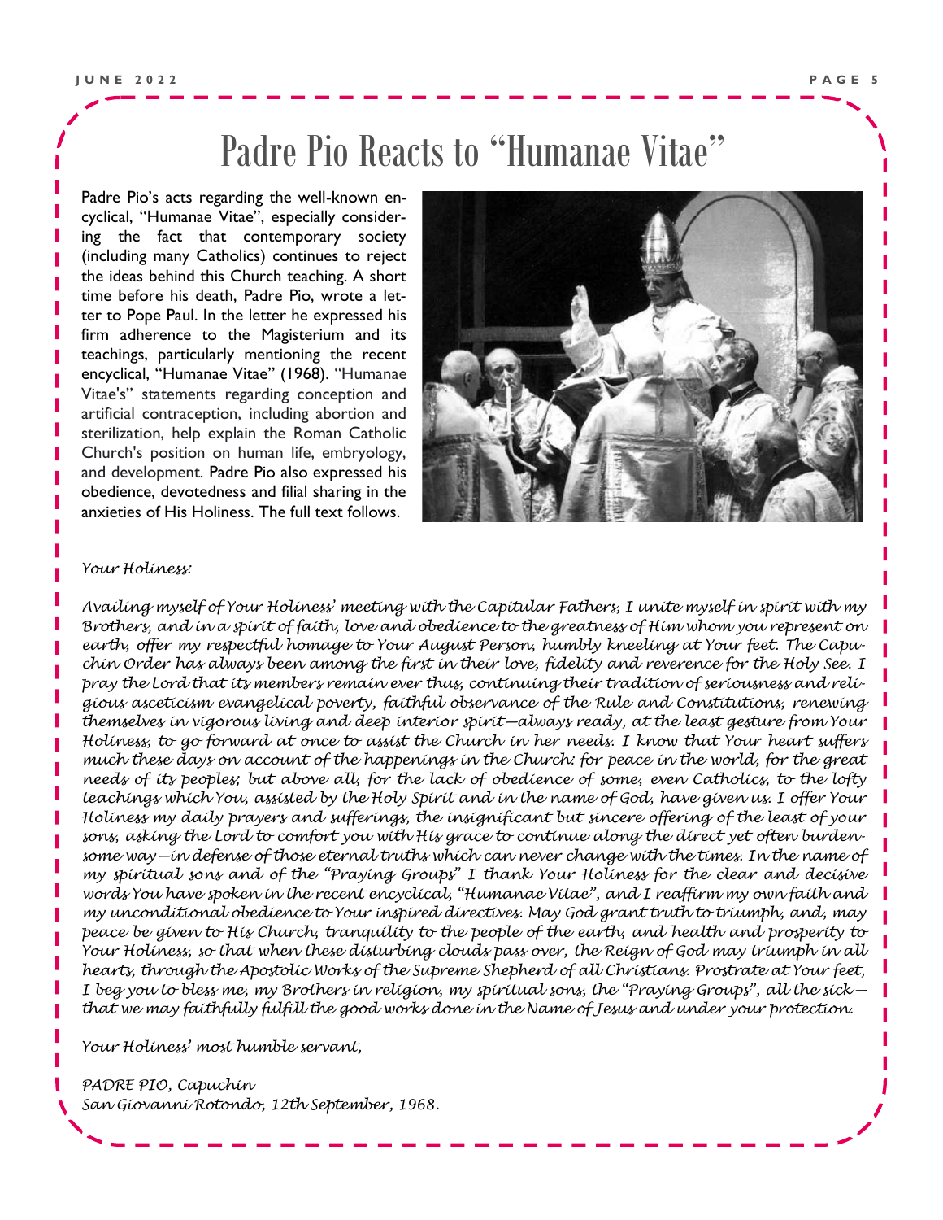# Padre Pio Reacts to "Humanae Vitae"

Padre Pio's acts regarding the well-known encyclical, "Humanae Vitae", especially considering the fact that contemporary society (including many Catholics) continues to reject the ideas behind this Church teaching. A short time before his death, Padre Pio, wrote a letter to Pope Paul. In the letter he expressed his firm adherence to the Magisterium and its teachings, particularly mentioning the recent encyclical, "Humanae Vitae" (1968). "Humanae Vitae's" statements regarding conception and artificial contraception, including abortion and sterilization, help explain the Roman Catholic Church's position on human life, embryology, and development. Padre Pio also expressed his obedience, devotedness and filial sharing in the anxieties of His Holiness. The full text follows.

*Your Holiness:*

*Availing myself of Your Holiness' meeting with the Capitular Fathers, I unite myself in spirit with my Brothers, and in a spirit of faith, love and obedience to the greatness of Him whom you represent on earth, offer my respectful homage to Your August Person, humbly kneeling at Your feet. The Capuchin Order has always been among the first in their love, fidelity and reverence for the Holy See. I pray the Lord that its members remain ever thus, continuing their tradition of seriousness and religious asceticism evangelical poverty, faithful observance of the Rule and Constitutions, renewing themselves in vigorous living and deep interior spirit—always ready, at the least gesture from Your Holiness, to go forward at once to assist the Church in her needs. I know that Your heart suffers much these days on account of the happenings in the Church: for peace in the world, for the great needs of its peoples; but above all, for the lack of obedience of some, even Catholics, to the lofty teachings which You, assisted by the Holy Spirit and in the name of God, have given us. I offer Your Holiness my daily prayers and sufferings, the insignificant but sincere offering of the least of your sons, asking the Lord to comfort you with His grace to continue along the direct yet often burdensome way—in defense of those eternal truths which can never change with the times. In the name of my spiritual sons and of the "Praying Groups" I thank Your Holiness for the clear and decisive words You have spoken in the recent encyclical, "Humanae Vitae", and I reaffirm my own faith and my unconditional obedience to Your inspired directives. May God grant truth to triumph, and, may peace be given to His Church, tranquility to the people of the earth, and health and prosperity to Your Holiness, so that when these disturbing clouds pass over, the Reign of God may triumph in all hearts, through the Apostolic Works of the Supreme Shepherd of all Christians. Prostrate at Your feet, I beg you to bless me, my Brothers in religion, my spiritual sons, the "Praying Groups", all the sick—that we may faithfully fulfill the good works done in the Name of Jesus and under your protection.*

*Your Holiness' most humble servant,*

*PADRE PIO, Capuchin*
*San Giovanni Rotondo, 12th September, 1968.*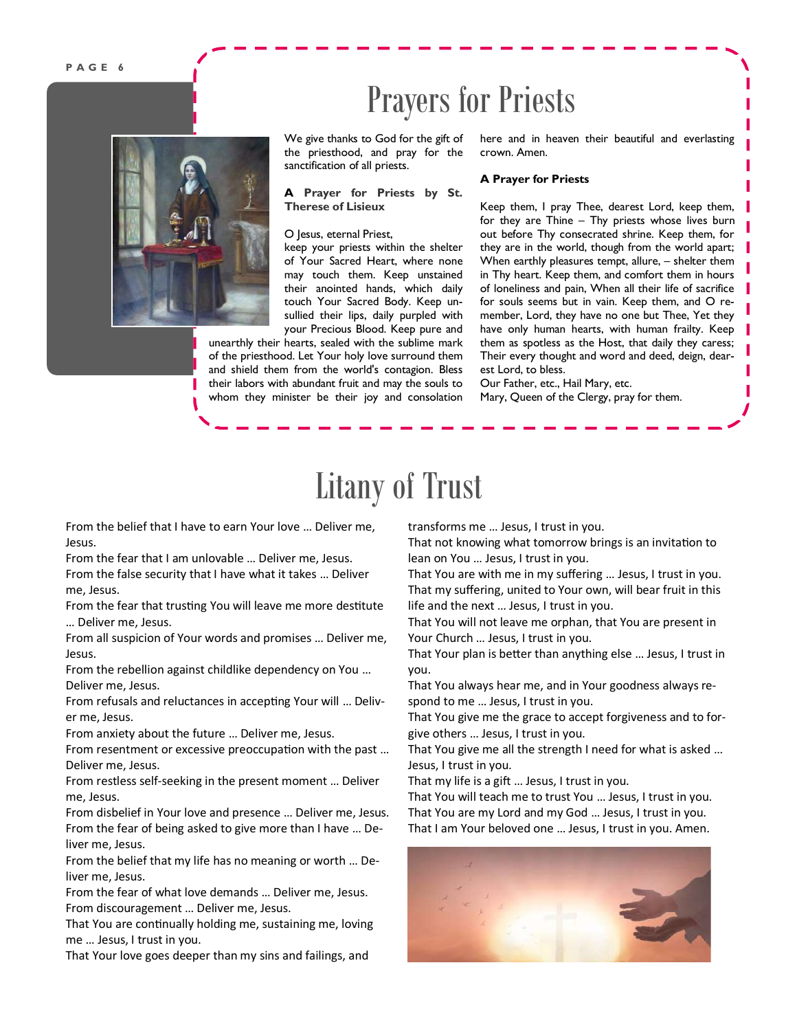# Prayers for Priests

We give thanks to God for the gift of the priesthood, and pray for the sanctification of all priests.

**A Prayer for Priests by St. Therese of Lisieux**

O Jesus, eternal Priest,
keep your priests within the shelter of Your Sacred Heart, where none may touch them. Keep unstained their anointed hands, which daily touch Your Sacred Body. Keep unsullied their lips, daily purpled with your Precious Blood. Keep pure and unearthly their hearts, sealed with the sublime mark of the priesthood. Let Your holy love surround them and shield them from the world's contagion. Bless their labors with abundant fruit and may the souls to whom they minister be their joy and consolation here and in heaven their beautiful and everlasting crown. Amen.

**A Prayer for Priests**

Keep them, I pray Thee, dearest Lord, keep them, for they are Thine – Thy priests whose lives burn out before Thy consecrated shrine. Keep them, for they are in the world, though from the world apart; When earthly pleasures tempt, allure, – shelter them in Thy heart. Keep them, and comfort them in hours of loneliness and pain, When all their life of sacrifice for souls seems but in vain. Keep them, and O remember, Lord, they have no one but Thee, Yet they have only human hearts, with human frailty. Keep them as spotless as the Host, that daily they caress; Their every thought and word and deed, deign, dearest Lord, to bless.
Our Father, etc., Hail Mary, etc.
Mary, Queen of the Clergy, pray for them.

# Litany of Trust

From the belief that I have to earn Your love … Deliver me, Jesus.
From the fear that I am unlovable … Deliver me, Jesus.
From the false security that I have what it takes … Deliver me, Jesus.
From the fear that trusting You will leave me more destitute … Deliver me, Jesus.
From all suspicion of Your words and promises … Deliver me, Jesus.
From the rebellion against childlike dependency on You … Deliver me, Jesus.
From refusals and reluctances in accepting Your will … Deliver me, Jesus.
From anxiety about the future … Deliver me, Jesus.
From resentment or excessive preoccupation with the past … Deliver me, Jesus.
From restless self-seeking in the present moment … Deliver me, Jesus.
From disbelief in Your love and presence … Deliver me, Jesus.
From the fear of being asked to give more than I have … Deliver me, Jesus.
From the belief that my life has no meaning or worth … Deliver me, Jesus.
From the fear of what love demands … Deliver me, Jesus.
From discouragement … Deliver me, Jesus.
That You are continually holding me, sustaining me, loving me … Jesus, I trust in you.
That Your love goes deeper than my sins and failings, and transforms me … Jesus, I trust in you.
That not knowing what tomorrow brings is an invitation to lean on You … Jesus, I trust in you.
That You are with me in my suffering … Jesus, I trust in you.
That my suffering, united to Your own, will bear fruit in this life and the next … Jesus, I trust in you.
That You will not leave me orphan, that You are present in Your Church … Jesus, I trust in you.
That Your plan is better than anything else … Jesus, I trust in you.
That You always hear me, and in Your goodness always respond to me … Jesus, I trust in you.
That You give me the grace to accept forgiveness and to forgive others … Jesus, I trust in you.
That You give me all the strength I need for what is asked … Jesus, I trust in you.
That my life is a gift … Jesus, I trust in you.
That You will teach me to trust You … Jesus, I trust in you.
That You are my Lord and my God … Jesus, I trust in you.
That I am Your beloved one … Jesus, I trust in you. Amen.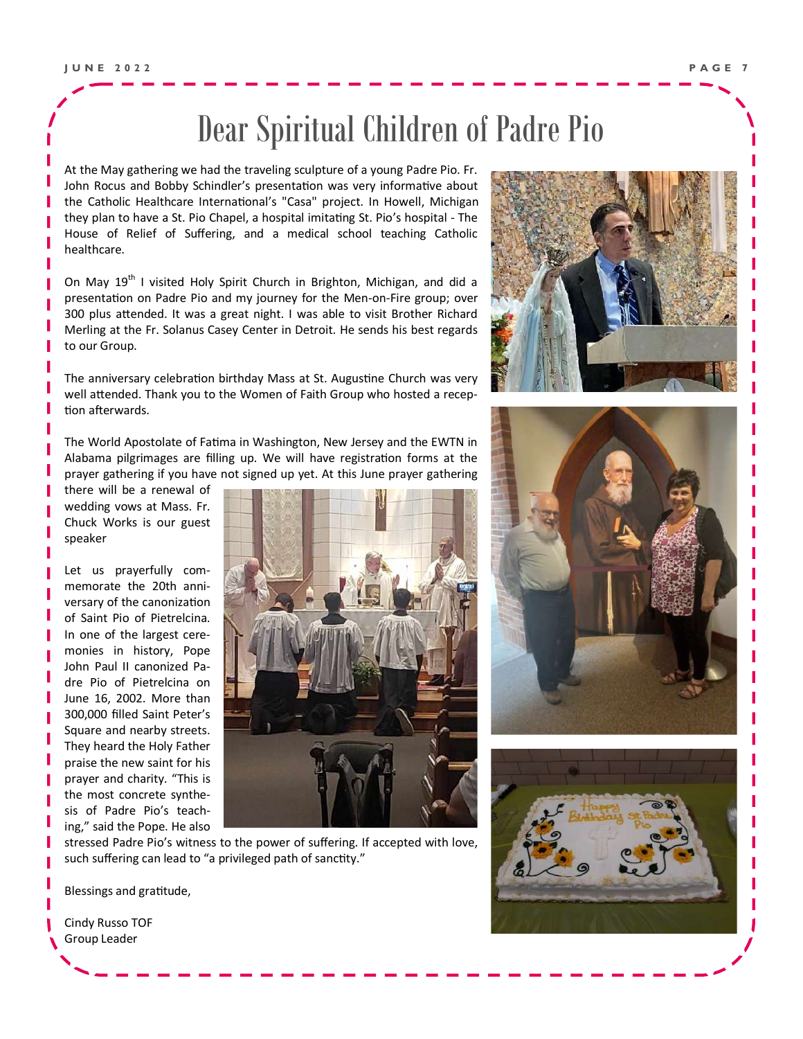# Dear Spiritual Children of Padre Pio

At the May gathering we had the traveling sculpture of a young Padre Pio. Fr. John Rocus and Bobby Schindler's presentation was very informative about the Catholic Healthcare International's "Casa" project. In Howell, Michigan they plan to have a St. Pio Chapel, a hospital imitating St. Pio's hospital - The House of Relief of Suffering, and a medical school teaching Catholic healthcare.

On May 19th I visited Holy Spirit Church in Brighton, Michigan, and did a presentation on Padre Pio and my journey for the Men-on-Fire group; over 300 plus attended. It was a great night. I was able to visit Brother Richard Merling at the Fr. Solanus Casey Center in Detroit. He sends his best regards to our Group.

The anniversary celebration birthday Mass at St. Augustine Church was very well attended. Thank you to the Women of Faith Group who hosted a reception afterwards.

The World Apostolate of Fatima in Washington, New Jersey and the EWTN in Alabama pilgrimages are filling up. We will have registration forms at the prayer gathering if you have not signed up yet. At this June prayer gathering there will be a renewal of wedding vows at Mass. Fr. Chuck Works is our guest speaker

Let us prayerfully commemorate the 20th anniversary of the canonization of Saint Pio of Pietrelcina. In one of the largest ceremonies in history, Pope John Paul II canonized Padre Pio of Pietrelcina on June 16, 2002. More than 300,000 filled Saint Peter's Square and nearby streets. They heard the Holy Father praise the new saint for his prayer and charity. "This is the most concrete synthesis of Padre Pio's teaching," said the Pope. He also stressed Padre Pio's witness to the power of suffering. If accepted with love, such suffering can lead to "a privileged path of sanctity."

Blessings and gratitude,

Cindy Russo TOF
Group Leader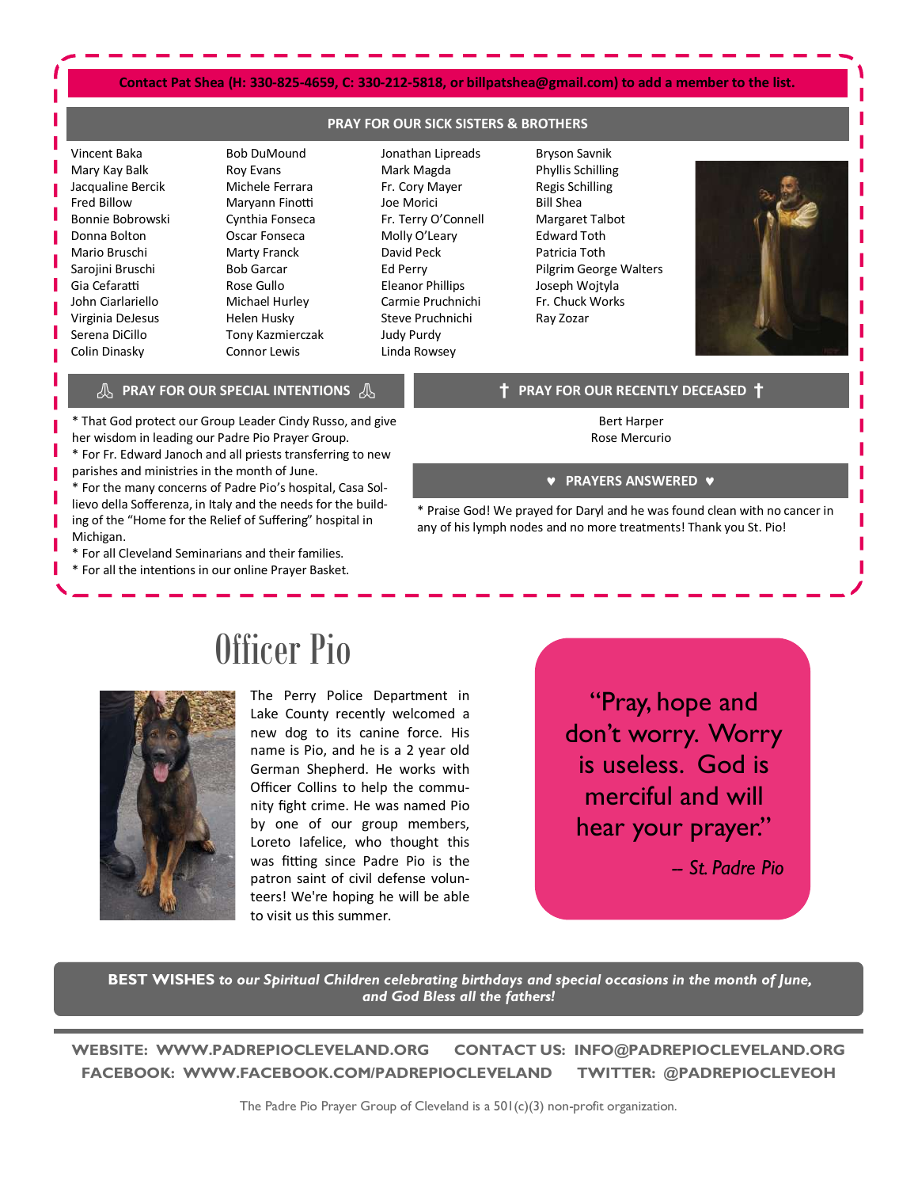**Contact Pat Shea (H: 330-825-4659, C: 330-212-5818, or billpatshea@gmail.com) to add a member to the list.**

## PRAY FOR OUR SICK SISTERS & BROTHERS

Vincent Baka
Mary Kay Balk
Jacqualine Bercik
Fred Billow
Bonnie Bobrowski
Donna Bolton
Mario Bruschi
Sarojini Bruschi
Gia Cefaratti
John Ciarlariello
Virginia DeJesus
Serena DiCillo
Colin Dinasky
Bob DuMound
Roy Evans
Michele Ferrara
Maryann Finotti
Cynthia Fonseca
Oscar Fonseca
Marty Franck
Bob Garcar
Rose Gullo
Michael Hurley
Helen Husky
Tony Kazmierczak
Connor Lewis
Jonathan Lipreads
Mark Magda
Fr. Cory Mayer
Joe Morici
Fr. Terry O'Connell
Molly O'Leary
David Peck
Ed Perry
Eleanor Phillips
Carmie Pruchnichi
Steve Pruchnichi
Judy Purdy
Linda Rowsey
Bryson Savnik
Phyllis Schilling
Regis Schilling
Bill Shea
Margaret Talbot
Edward Toth
Patricia Toth
Pilgrim George Walters
Joseph Wojtyla
Fr. Chuck Works
Ray Zozar

## PRAY FOR OUR SPECIAL INTENTIONS

* That God protect our Group Leader Cindy Russo, and give her wisdom in leading our Padre Pio Prayer Group.
* For Fr. Edward Janoch and all priests transferring to new parishes and ministries in the month of June.
* For the many concerns of Padre Pio's hospital, Casa Sollievo della Sofferenza, in Italy and the needs for the building of the "Home for the Relief of Suffering" hospital in Michigan.
* For all Cleveland Seminarians and their families.
* For all the intentions in our online Prayer Basket.

## † PRAY FOR OUR RECENTLY DECEASED †

Bert Harper
Rose Mercurio

## ♥ PRAYERS ANSWERED ♥

* Praise God! We prayed for Daryl and he was found clean with no cancer in any of his lymph nodes and no more treatments! Thank you St. Pio!

# Officer Pio

The Perry Police Department in Lake County recently welcomed a new dog to its canine force. His name is Pio, and he is a 2 year old German Shepherd. He works with Officer Collins to help the community fight crime. He was named Pio by one of our group members, Loreto Iafelice, who thought this was fitting since Padre Pio is the patron saint of civil defense volunteers! We're hoping he will be able to visit us this summer.

"Pray, hope and don't worry. Worry is useless. God is merciful and will hear your prayer."

*– St. Padre Pio*

**BEST WISHES** ***to our Spiritual Children celebrating birthdays and special occasions in the month of June, and God Bless all the fathers!***

**WEBSITE: WWW.PADREPIOCLEVELAND.ORG CONTACT US: INFO@PADREPIOCLEVELAND.ORG**
**FACEBOOK: WWW.FACEBOOK.COM/PADREPIOCLEVELAND TWITTER: @PADREPIOCLEVEOH**

The Padre Pio Prayer Group of Cleveland is a 501(c)(3) non-profit organization.